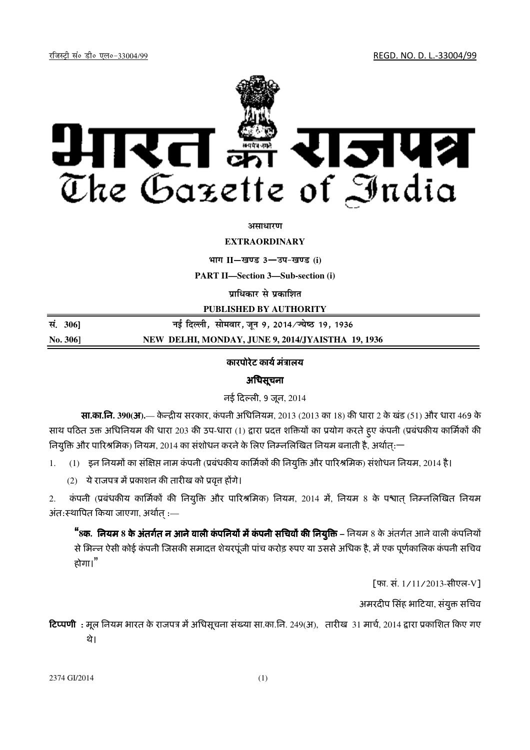रजिस्ट्री सं० डी० एल०-33004/99 REGD. NO. D. L.-33004/99

# भारत का राजपत्र
# The Gazette of India

**असाधारण**

**EXTRAORDINARY**

**भाग II—खण्ड 3—उप-खण्ड (i)**

**PART II—Section 3—Sub-section (i)**

**प्राधिकार से प्रकाशित**

**PUBLISHED BY AUTHORITY**

| | |
|---|---|
| **सं. 306]** | **नई दिल्ली, सोमवार, जून 9, 2014/ज्येष्ठ 19, 1936** |
| **No. 306]** | **NEW DELHI, MONDAY, JUNE 9, 2014/JYAISTHA 19, 1936** |

## कारपोरेट कार्य मंत्रालय

## अधिसूचना

नई दिल्ली, 9 जून, 2014

**सा.का.नि. 390(अ).**— केन्द्रीय सरकार, कंपनी अधिनियम, 2013 (2013 का 18) की धारा 2 के खंड (51) और धारा 469 के साथ पठित उक्त अधिनियम की धारा 203 की उप-धारा (1) द्वारा प्रदत्त शक्तियों का प्रयोग करते हुए कंपनी (प्रबंधकीय कार्मिकों की नियुक्ति और पारिश्रमिक) नियम, 2014 का संशोधन करने के लिए निम्नलिखित नियम बनाती है, अर्थात्:—

1. (1) इन नियमों का संक्षिप्त नाम कंपनी (प्रबंधकीय कार्मिकों की नियुक्ति और पारिश्रमिक) संशोधन नियम, 2014 है।

   (2) ये राजपत्र में प्रकाशन की तारीख को प्रवृत्त होंगे।

2. कंपनी (प्रबंधकीय कार्मिकों की नियुक्ति और पारिश्रमिक) नियम, 2014 में, नियम 8 के पश्चात् निम्नलिखित नियम अंतःस्थापित किया जाएगा, अर्थात् :—

   "**8क. नियम 8 के अंतर्गत न आने वाली कंपनियों में कंपनी सचिवों की नियुक्ति** – नियम 8 के अंतर्गत आने वाली कंपनियों से भिन्न ऐसी कोई कंपनी जिसकी समादत्त शेयरपूंजी पांच करोड़ रुपए या उससे अधिक है, में एक पूर्णकालिक कंपनी सचिव होगा।"

[फा. सं. 1/11/2013-सीएल-V]

अमरदीप सिंह भाटिया, संयुक्त सचिव

**टिप्पणी** : मूल नियम भारत के राजपत्र में अधिसूचना संख्या सा.का.नि. 249(अ), तारीख 31 मार्च, 2014 द्वारा प्रकाशित किए गए थे।

2374 GI/2014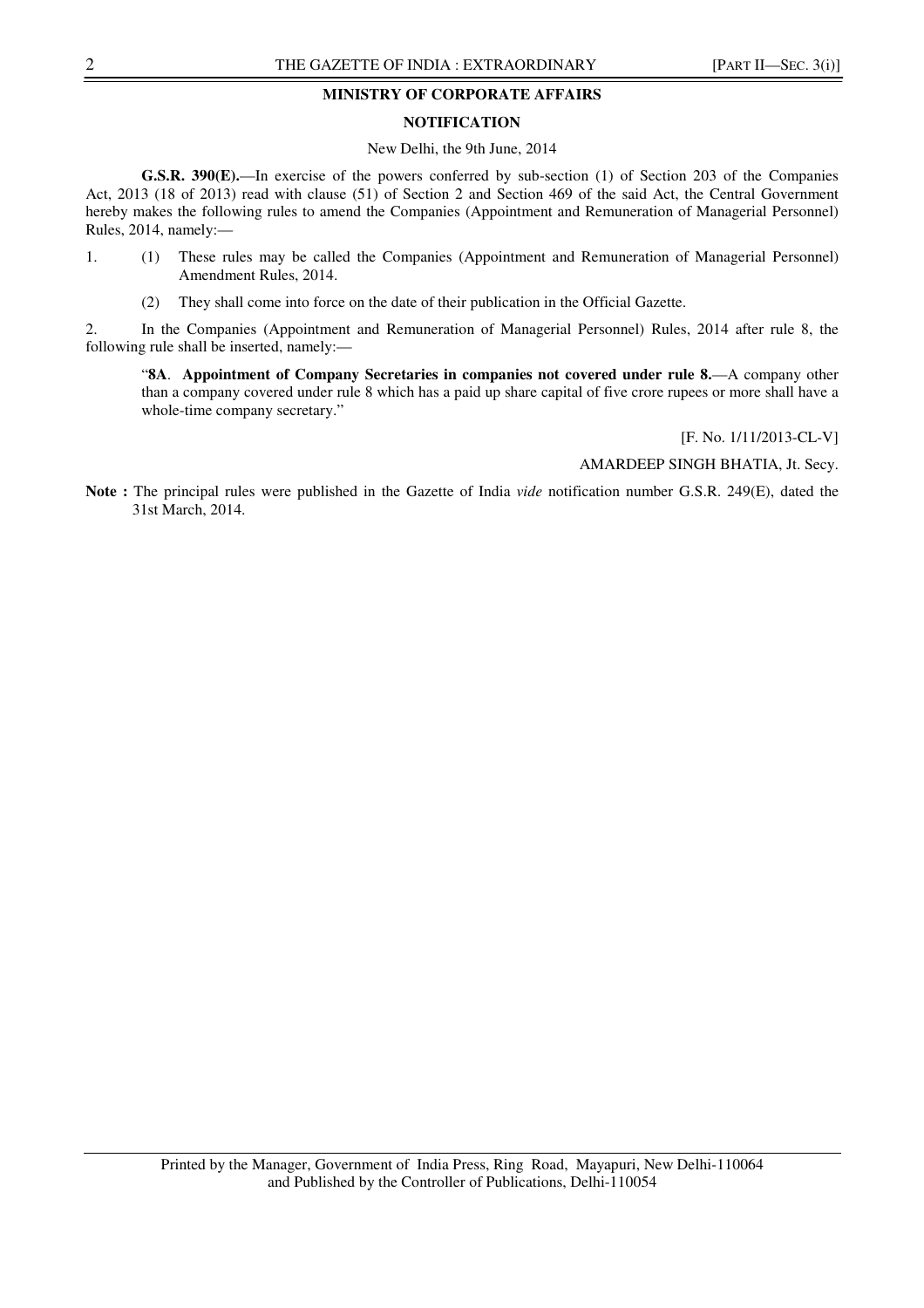## MINISTRY OF CORPORATE AFFAIRS

## NOTIFICATION

New Delhi, the 9th June, 2014

**G.S.R. 390(E).**—In exercise of the powers conferred by sub-section (1) of Section 203 of the Companies Act, 2013 (18 of 2013) read with clause (51) of Section 2 and Section 469 of the said Act, the Central Government hereby makes the following rules to amend the Companies (Appointment and Remuneration of Managerial Personnel) Rules, 2014, namely:—

1. (1) These rules may be called the Companies (Appointment and Remuneration of Managerial Personnel) Amendment Rules, 2014.

   (2) They shall come into force on the date of their publication in the Official Gazette.

2. In the Companies (Appointment and Remuneration of Managerial Personnel) Rules, 2014 after rule 8, the following rule shall be inserted, namely:—

   "**8A**. **Appointment of Company Secretaries in companies not covered under rule 8.**—A company other than a company covered under rule 8 which has a paid up share capital of five crore rupees or more shall have a whole-time company secretary."

[F. No. 1/11/2013-CL-V]

AMARDEEP SINGH BHATIA, Jt. Secy.

**Note :** The principal rules were published in the Gazette of India *vide* notification number G.S.R. 249(E), dated the 31st March, 2014.

Printed by the Manager, Government of India Press, Ring Road, Mayapuri, New Delhi-110064 and Published by the Controller of Publications, Delhi-110054